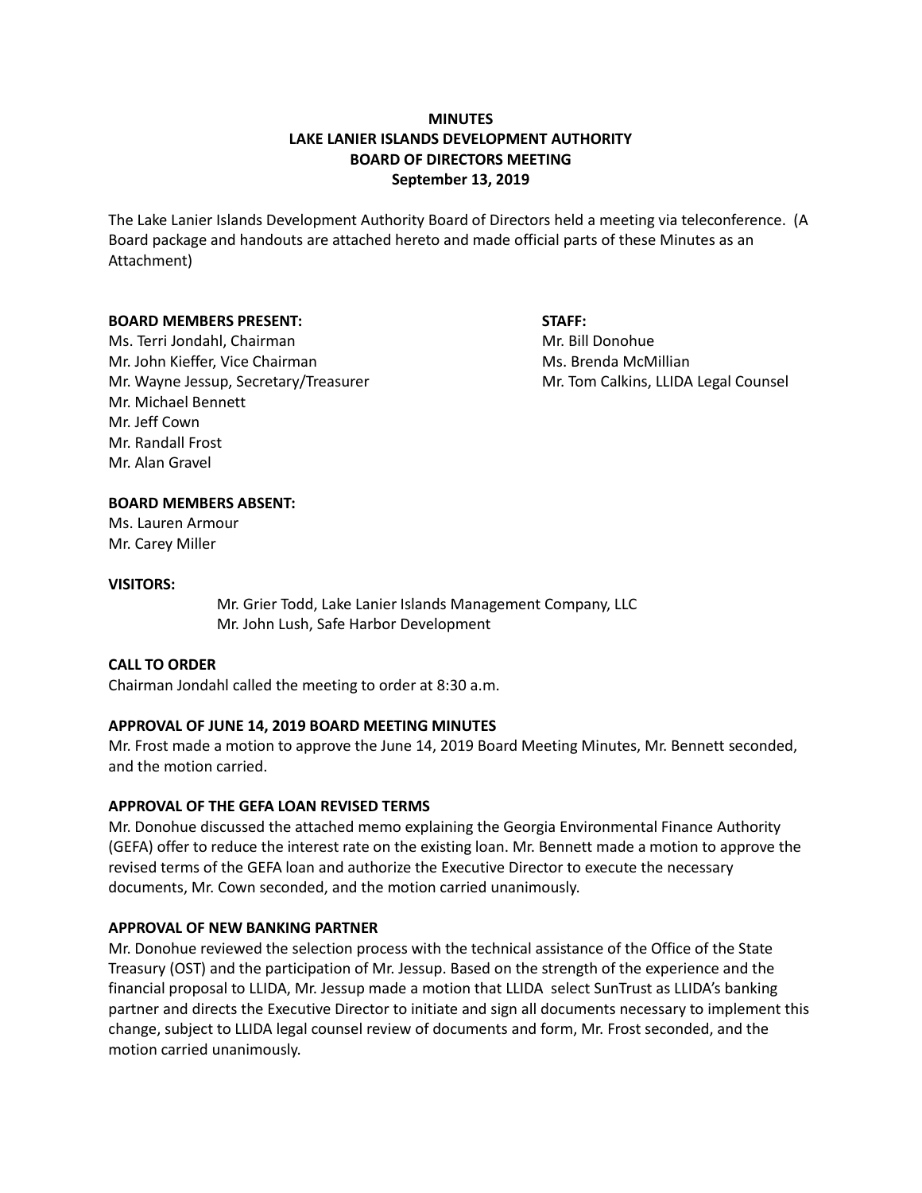**MINUTES**
**LAKE LANIER ISLANDS DEVELOPMENT AUTHORITY**
**BOARD OF DIRECTORS MEETING**
**September 13, 2019**

The Lake Lanier Islands Development Authority Board of Directors held a meeting via teleconference. (A Board package and handouts are attached hereto and made official parts of these Minutes as an Attachment)

**BOARD MEMBERS PRESENT:**

Ms. Terri Jondahl, Chairman
Mr. John Kieffer, Vice Chairman
Mr. Wayne Jessup, Secretary/Treasurer
Mr. Michael Bennett
Mr. Jeff Cown
Mr. Randall Frost
Mr. Alan Gravel

**STAFF:**

Mr. Bill Donohue
Ms. Brenda McMillian
Mr. Tom Calkins, LLIDA Legal Counsel

**BOARD MEMBERS ABSENT:**

Ms. Lauren Armour
Mr. Carey Miller

**VISITORS:**

Mr. Grier Todd, Lake Lanier Islands Management Company, LLC
Mr. John Lush, Safe Harbor Development

**CALL TO ORDER**

Chairman Jondahl called the meeting to order at 8:30 a.m.

**APPROVAL OF JUNE 14, 2019 BOARD MEETING MINUTES**

Mr. Frost made a motion to approve the June 14, 2019 Board Meeting Minutes, Mr. Bennett seconded, and the motion carried.

**APPROVAL OF THE GEFA LOAN REVISED TERMS**

Mr. Donohue discussed the attached memo explaining the Georgia Environmental Finance Authority (GEFA) offer to reduce the interest rate on the existing loan. Mr. Bennett made a motion to approve the revised terms of the GEFA loan and authorize the Executive Director to execute the necessary documents, Mr. Cown seconded, and the motion carried unanimously.

**APPROVAL OF NEW BANKING PARTNER**

Mr. Donohue reviewed the selection process with the technical assistance of the Office of the State Treasury (OST) and the participation of Mr. Jessup. Based on the strength of the experience and the financial proposal to LLIDA, Mr. Jessup made a motion that LLIDA select SunTrust as LLIDA's banking partner and directs the Executive Director to initiate and sign all documents necessary to implement this change, subject to LLIDA legal counsel review of documents and form, Mr. Frost seconded, and the motion carried unanimously.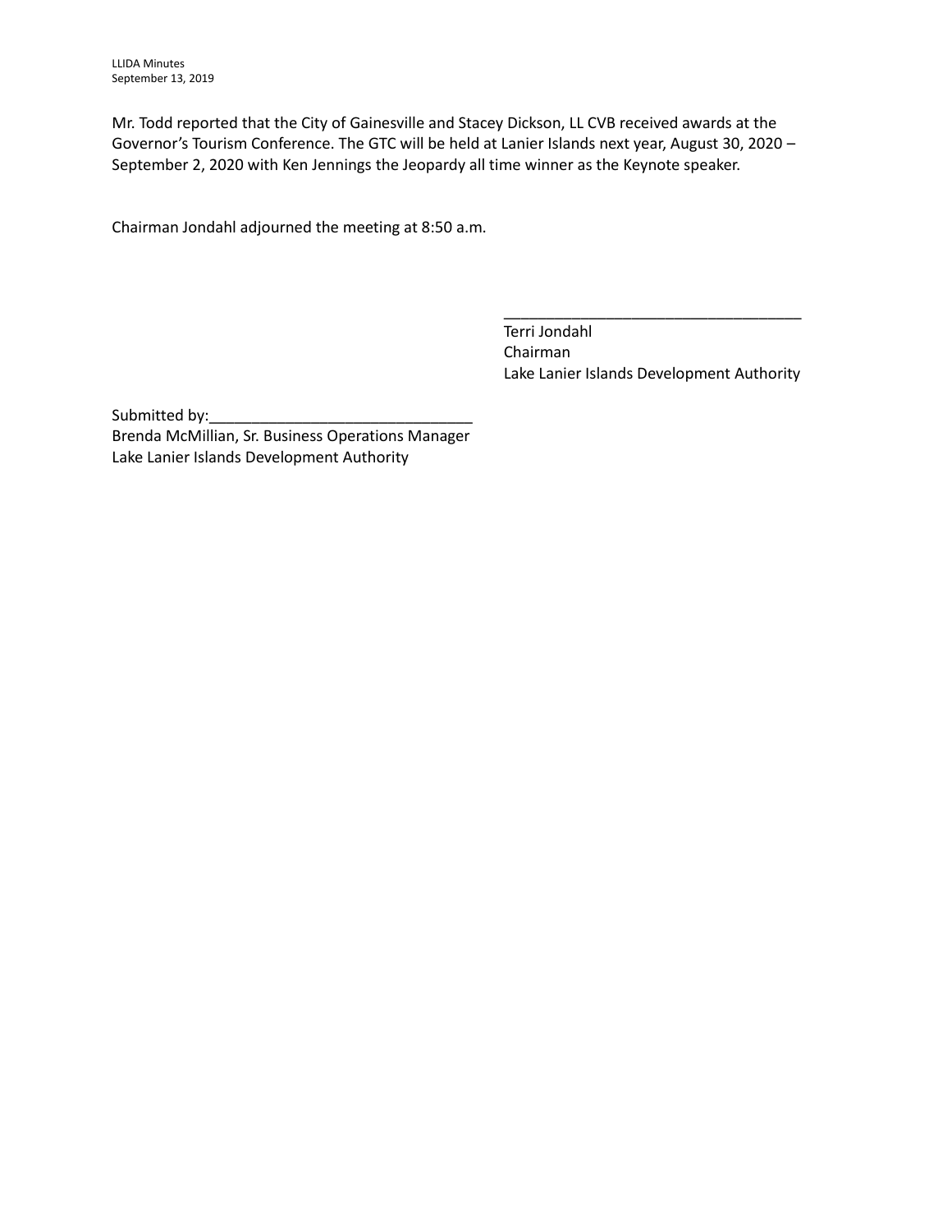Mr. Todd reported that the City of Gainesville and Stacey Dickson, LL CVB received awards at the Governor's Tourism Conference. The GTC will be held at Lanier Islands next year, August 30, 2020 – September 2, 2020 with Ken Jennings the Jeopardy all time winner as the Keynote speaker.

Chairman Jondahl adjourned the meeting at 8:50 a.m.

___________________________________
Terri Jondahl
Chairman
Lake Lanier Islands Development Authority

Submitted by:______________________________
Brenda McMillian, Sr. Business Operations Manager
Lake Lanier Islands Development Authority